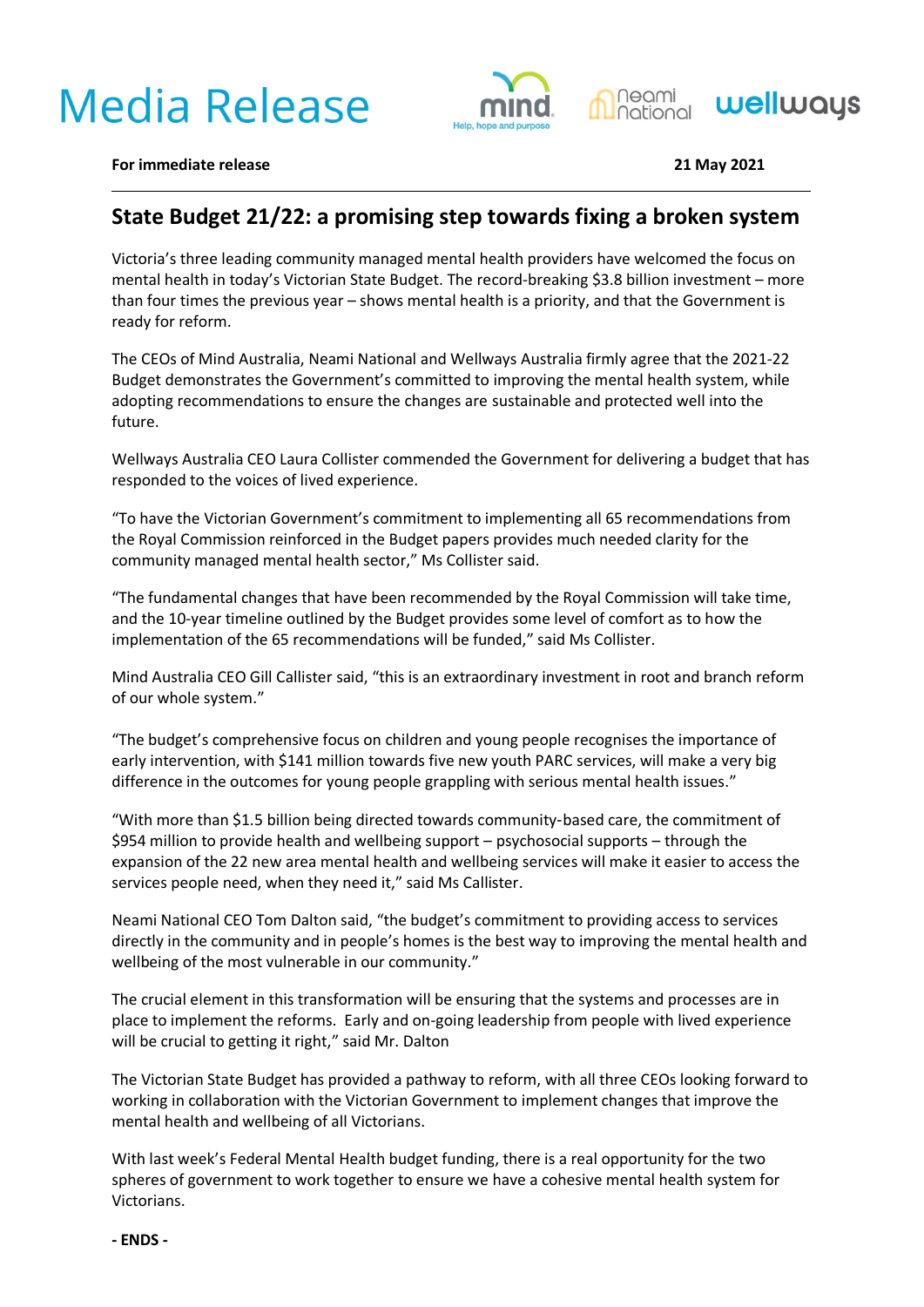# Media Release

**For immediate release** **21 May 2021**

## State Budget 21/22: a promising step towards fixing a broken system

Victoria's three leading community managed mental health providers have welcomed the focus on mental health in today's Victorian State Budget. The record-breaking $3.8 billion investment – more than four times the previous year – shows mental health is a priority, and that the Government is ready for reform.

The CEOs of Mind Australia, Neami National and Wellways Australia firmly agree that the 2021-22 Budget demonstrates the Government's committed to improving the mental health system, while adopting recommendations to ensure the changes are sustainable and protected well into the future.

Wellways Australia CEO Laura Collister commended the Government for delivering a budget that has responded to the voices of lived experience.

"To have the Victorian Government's commitment to implementing all 65 recommendations from the Royal Commission reinforced in the Budget papers provides much needed clarity for the community managed mental health sector," Ms Collister said.

"The fundamental changes that have been recommended by the Royal Commission will take time, and the 10-year timeline outlined by the Budget provides some level of comfort as to how the implementation of the 65 recommendations will be funded," said Ms Collister.

Mind Australia CEO Gill Callister said, "this is an extraordinary investment in root and branch reform of our whole system."

"The budget's comprehensive focus on children and young people recognises the importance of early intervention, with $141 million towards five new youth PARC services, will make a very big difference in the outcomes for young people grappling with serious mental health issues."

"With more than $1.5 billion being directed towards community-based care, the commitment of $954 million to provide health and wellbeing support – psychosocial supports – through the expansion of the 22 new area mental health and wellbeing services will make it easier to access the services people need, when they need it," said Ms Callister.

Neami National CEO Tom Dalton said, "the budget's commitment to providing access to services directly in the community and in people's homes is the best way to improving the mental health and wellbeing of the most vulnerable in our community."

The crucial element in this transformation will be ensuring that the systems and processes are in place to implement the reforms. Early and on-going leadership from people with lived experience will be crucial to getting it right," said Mr. Dalton

The Victorian State Budget has provided a pathway to reform, with all three CEOs looking forward to working in collaboration with the Victorian Government to implement changes that improve the mental health and wellbeing of all Victorians.

With last week's Federal Mental Health budget funding, there is a real opportunity for the two spheres of government to work together to ensure we have a cohesive mental health system for Victorians.

**- ENDS -**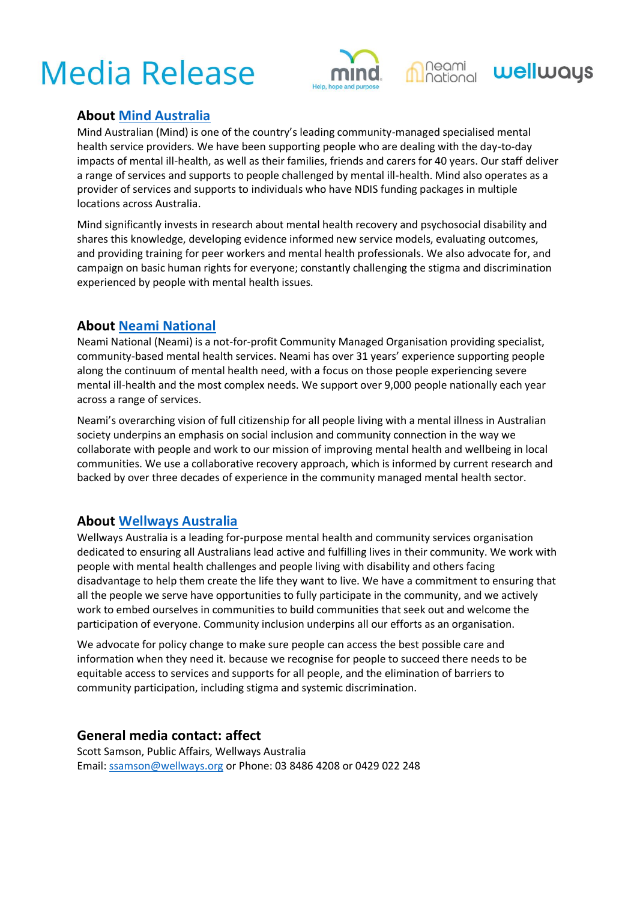# Media Release

## About [Mind Australia]

Mind Australian (Mind) is one of the country's leading community-managed specialised mental health service providers. We have been supporting people who are dealing with the day-to-day impacts of mental ill-health, as well as their families, friends and carers for 40 years. Our staff deliver a range of services and supports to people challenged by mental ill-health. Mind also operates as a provider of services and supports to individuals who have NDIS funding packages in multiple locations across Australia.

Mind significantly invests in research about mental health recovery and psychosocial disability and shares this knowledge, developing evidence informed new service models, evaluating outcomes, and providing training for peer workers and mental health professionals. We also advocate for, and campaign on basic human rights for everyone; constantly challenging the stigma and discrimination experienced by people with mental health issues.

## About [Neami National]

Neami National (Neami) is a not-for-profit Community Managed Organisation providing specialist, community-based mental health services. Neami has over 31 years' experience supporting people along the continuum of mental health need, with a focus on those people experiencing severe mental ill-health and the most complex needs. We support over 9,000 people nationally each year across a range of services.

Neami's overarching vision of full citizenship for all people living with a mental illness in Australian society underpins an emphasis on social inclusion and community connection in the way we collaborate with people and work to our mission of improving mental health and wellbeing in local communities. We use a collaborative recovery approach, which is informed by current research and backed by over three decades of experience in the community managed mental health sector.

## About [Wellways Australia]

Wellways Australia is a leading for-purpose mental health and community services organisation dedicated to ensuring all Australians lead active and fulfilling lives in their community. We work with people with mental health challenges and people living with disability and others facing disadvantage to help them create the life they want to live. We have a commitment to ensuring that all the people we serve have opportunities to fully participate in the community, and we actively work to embed ourselves in communities to build communities that seek out and welcome the participation of everyone. Community inclusion underpins all our efforts as an organisation.

We advocate for policy change to make sure people can access the best possible care and information when they need it. because we recognise for people to succeed there needs to be equitable access to services and supports for all people, and the elimination of barriers to community participation, including stigma and systemic discrimination.

## General media contact: affect

Scott Samson, Public Affairs, Wellways Australia
Email: ssamson@wellways.org or Phone: 03 8486 4208 or 0429 022 248